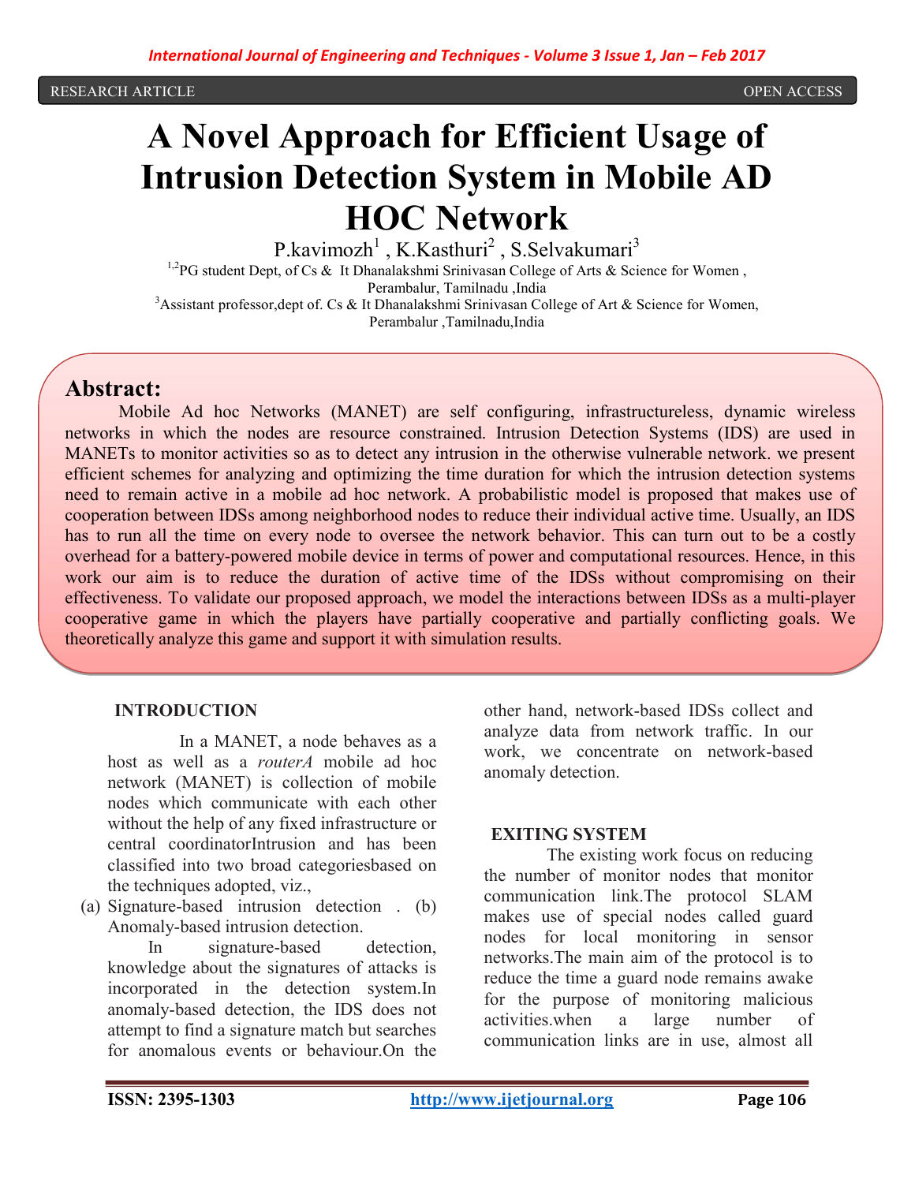RESEARCH ARTICLE OPEN ACCESS

# A Novel Approach for Efficient Usage of Intrusion Detection System in Mobile AD HOC Network

P.kavimozh[1] , K.Kasthuri[2] , S.Selvakumari[3]

[1,2]PG student Dept, of Cs & It Dhanalakshmi Srinivasan College of Arts & Science for Women , Perambalur, Tamilnadu ,India

[3]Assistant professor,dept of. Cs & It Dhanalakshmi Srinivasan College of Art & Science for Women, Perambalur ,Tamilnadu,India

## Abstract:

Mobile Ad hoc Networks (MANET) are self configuring, infrastructureless, dynamic wireless networks in which the nodes are resource constrained. Intrusion Detection Systems (IDS) are used in MANETs to monitor activities so as to detect any intrusion in the otherwise vulnerable network. we present efficient schemes for analyzing and optimizing the time duration for which the intrusion detection systems need to remain active in a mobile ad hoc network. A probabilistic model is proposed that makes use of cooperation between IDSs among neighborhood nodes to reduce their individual active time. Usually, an IDS has to run all the time on every node to oversee the network behavior. This can turn out to be a costly overhead for a battery-powered mobile device in terms of power and computational resources. Hence, in this work our aim is to reduce the duration of active time of the IDSs without compromising on their effectiveness. To validate our proposed approach, we model the interactions between IDSs as a multi-player cooperative game in which the players have partially cooperative and partially conflicting goals. We theoretically analyze this game and support it with simulation results.

## INTRODUCTION

In a MANET, a node behaves as a host as well as a *routerA* mobile ad hoc network (MANET) is collection of mobile nodes which communicate with each other without the help of any fixed infrastructure or central coordinatorIntrusion and has been classified into two broad categoriesbased on the techniques adopted, viz.,

(a) Signature-based intrusion detection . (b) Anomaly-based intrusion detection.

In signature-based detection, knowledge about the signatures of attacks is incorporated in the detection system.In anomaly-based detection, the IDS does not attempt to find a signature match but searches for anomalous events or behaviour.On the other hand, network-based IDSs collect and analyze data from network traffic. In our work, we concentrate on network-based anomaly detection.

## EXITING SYSTEM

The existing work focus on reducing the number of monitor nodes that monitor communication link.The protocol SLAM makes use of special nodes called guard nodes for local monitoring in sensor networks.The main aim of the protocol is to reduce the time a guard node remains awake for the purpose of monitoring malicious activities.when a large number of communication links are in use, almost all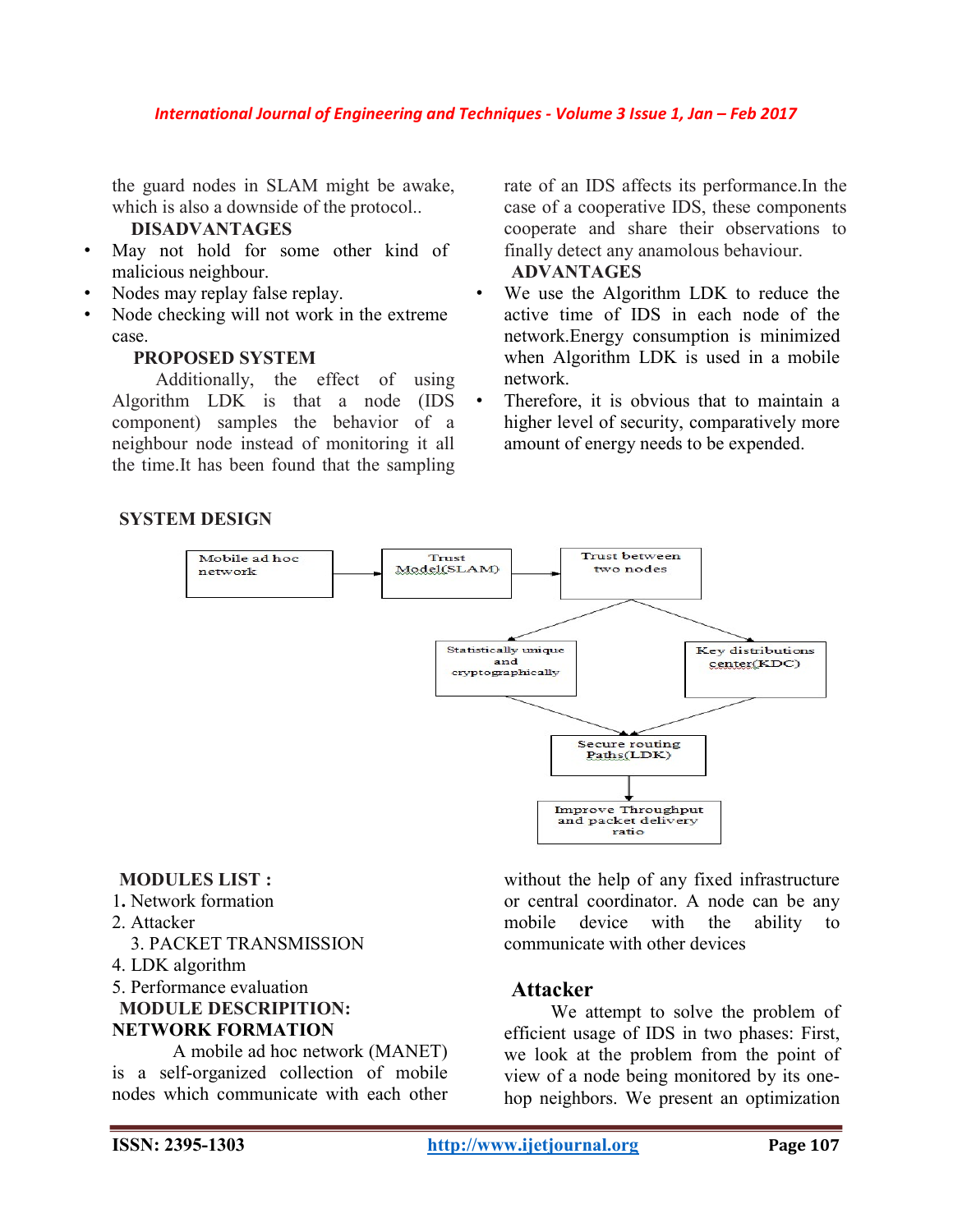the guard nodes in SLAM might be awake, which is also a downside of the protocol..

**DISADVANTAGES**

- May not hold for some other kind of malicious neighbour.
- Nodes may replay false replay.
- Node checking will not work in the extreme case.

**PROPOSED SYSTEM**

Additionally, the effect of using Algorithm LDK is that a node (IDS component) samples the behavior of a neighbour node instead of monitoring it all the time.It has been found that the sampling rate of an IDS affects its performance.In the case of a cooperative IDS, these components cooperate and share their observations to finally detect any anamolous behaviour.

**ADVANTAGES**

- We use the Algorithm LDK to reduce the active time of IDS in each node of the network.Energy consumption is minimized when Algorithm LDK is used in a mobile network.
- Therefore, it is obvious that to maintain a higher level of security, comparatively more amount of energy needs to be expended.

**SYSTEM DESIGN**

Mobile ad hoc network → Trust Model(SLAM) → Trust between two nodes → Statistically unique and cryptographically / Key distributions center(KDC) → Secure routing Paths(LDK) → Improve Throughput and packet delivery ratio

**MODULES LIST :**

1. Network formation
2. Attacker
3. PACKET TRANSMISSION
4. LDK algorithm
5. Performance evaluation

**MODULE DESCRIPITION:**

**NETWORK FORMATION**

A mobile ad hoc network (MANET) is a self-organized collection of mobile nodes which communicate with each other without the help of any fixed infrastructure or central coordinator. A node can be any mobile device with the ability to communicate with other devices

## Attacker

We attempt to solve the problem of efficient usage of IDS in two phases: First, we look at the problem from the point of view of a node being monitored by its one-hop neighbors. We present an optimization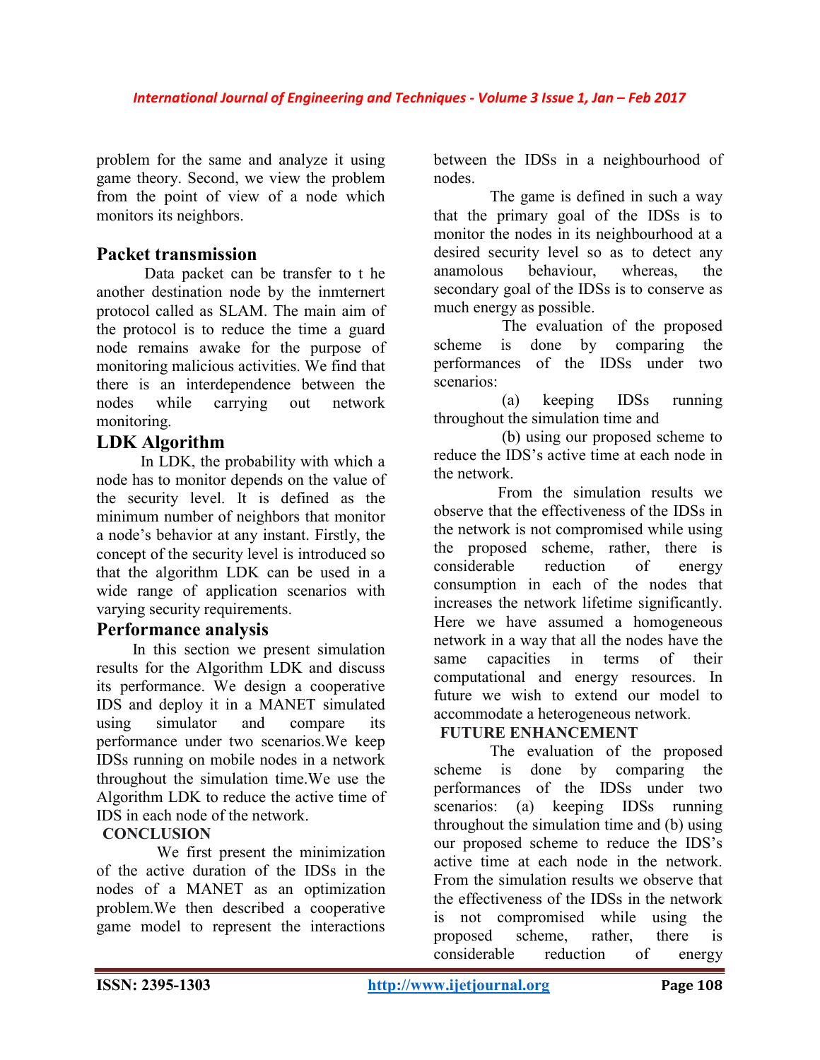problem for the same and analyze it using game theory. Second, we view the problem from the point of view of a node which monitors its neighbors.

## Packet transmission

Data packet can be transfer to t he another destination node by the inmternert protocol called as SLAM. The main aim of the protocol is to reduce the time a guard node remains awake for the purpose of monitoring malicious activities. We find that there is an interdependence between the nodes while carrying out network monitoring.

## LDK Algorithm

In LDK, the probability with which a node has to monitor depends on the value of the security level. It is defined as the minimum number of neighbors that monitor a node's behavior at any instant. Firstly, the concept of the security level is introduced so that the algorithm LDK can be used in a wide range of application scenarios with varying security requirements.

## Performance analysis

In this section we present simulation results for the Algorithm LDK and discuss its performance. We design a cooperative IDS and deploy it in a MANET simulated using simulator and compare its performance under two scenarios.We keep IDSs running on mobile nodes in a network throughout the simulation time.We use the Algorithm LDK to reduce the active time of IDS in each node of the network.

## CONCLUSION

We first present the minimization of the active duration of the IDSs in the nodes of a MANET as an optimization problem.We then described a cooperative game model to represent the interactions between the IDSs in a neighbourhood of nodes.

The game is defined in such a way that the primary goal of the IDSs is to monitor the nodes in its neighbourhood at a desired security level so as to detect any anamolous behaviour, whereas, the secondary goal of the IDSs is to conserve as much energy as possible.

The evaluation of the proposed scheme is done by comparing the performances of the IDSs under two scenarios:

(a) keeping IDSs running throughout the simulation time and

(b) using our proposed scheme to reduce the IDS's active time at each node in the network.

From the simulation results we observe that the effectiveness of the IDSs in the network is not compromised while using the proposed scheme, rather, there is considerable reduction of energy consumption in each of the nodes that increases the network lifetime significantly. Here we have assumed a homogeneous network in a way that all the nodes have the same capacities in terms of their computational and energy resources. In future we wish to extend our model to accommodate a heterogeneous network.

## FUTURE ENHANCEMENT

The evaluation of the proposed scheme is done by comparing the performances of the IDSs under two scenarios: (a) keeping IDSs running throughout the simulation time and (b) using our proposed scheme to reduce the IDS's active time at each node in the network. From the simulation results we observe that the effectiveness of the IDSs in the network is not compromised while using the proposed scheme, rather, there is considerable reduction of energy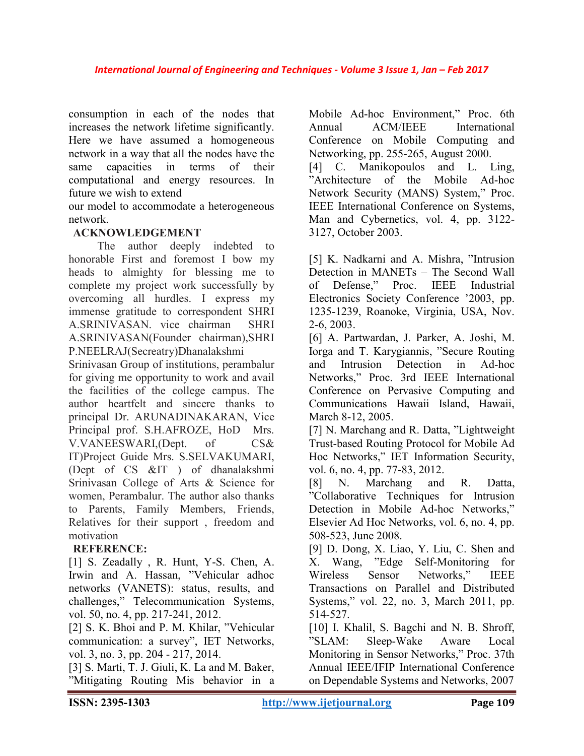consumption in each of the nodes that increases the network lifetime significantly. Here we have assumed a homogeneous network in a way that all the nodes have the same capacities in terms of their computational and energy resources. In future we wish to extend our model to accommodate a heterogeneous network.

## ACKNOWLEDGEMENT

The author deeply indebted to honorable First and foremost I bow my heads to almighty for blessing me to complete my project work successfully by overcoming all hurdles. I express my immense gratitude to correspondent SHRI A.SRINIVASAN. vice chairman SHRI A.SRINIVASAN(Founder chairman),SHRI P.NEELRAJ(Secreatry)Dhanalakshmi Srinivasan Group of institutions, perambalur for giving me opportunity to work and avail the facilities of the college campus. The author heartfelt and sincere thanks to principal Dr. ARUNADINAKARAN, Vice Principal prof. S.H.AFROZE, HoD Mrs. V.VANEESWARI,(Dept. of CS& IT)Project Guide Mrs. S.SELVAKUMARI, (Dept of CS &IT ) of dhanalakshmi Srinivasan College of Arts & Science for women, Perambalur. The author also thanks to Parents, Family Members, Friends, Relatives for their support , freedom and motivation

## REFERENCE:

[1] S. Zeadally , R. Hunt, Y-S. Chen, A. Irwin and A. Hassan, "Vehicular adhoc networks (VANETS): status, results, and challenges," Telecommunication Systems, vol. 50, no. 4, pp. 217-241, 2012.

[2] S. K. Bhoi and P. M. Khilar, "Vehicular communication: a survey", IET Networks, vol. 3, no. 3, pp. 204 - 217, 2014.

[3] S. Marti, T. J. Giuli, K. La and M. Baker, "Mitigating Routing Mis behavior in a Mobile Ad-hoc Environment," Proc. 6th Annual ACM/IEEE International Conference on Mobile Computing and Networking, pp. 255-265, August 2000.

[4] C. Manikopoulos and L. Ling, "Architecture of the Mobile Ad-hoc Network Security (MANS) System," Proc. IEEE International Conference on Systems, Man and Cybernetics, vol. 4, pp. 3122-3127, October 2003.

[5] K. Nadkarni and A. Mishra, "Intrusion Detection in MANETs – The Second Wall of Defense," Proc. IEEE Industrial Electronics Society Conference '2003, pp. 1235-1239, Roanoke, Virginia, USA, Nov. 2-6, 2003.

[6] A. Partwardan, J. Parker, A. Joshi, M. Iorga and T. Karygiannis, "Secure Routing and Intrusion Detection in Ad-hoc Networks," Proc. 3rd IEEE International Conference on Pervasive Computing and Communications Hawaii Island, Hawaii, March 8-12, 2005.

[7] N. Marchang and R. Datta, "Lightweight Trust-based Routing Protocol for Mobile Ad Hoc Networks," IET Information Security, vol. 6, no. 4, pp. 77-83, 2012.

[8] N. Marchang and R. Datta, "Collaborative Techniques for Intrusion Detection in Mobile Ad-hoc Networks," Elsevier Ad Hoc Networks, vol. 6, no. 4, pp. 508-523, June 2008.

[9] D. Dong, X. Liao, Y. Liu, C. Shen and X. Wang, "Edge Self-Monitoring for Wireless Sensor Networks," IEEE Transactions on Parallel and Distributed Systems," vol. 22, no. 3, March 2011, pp. 514-527.

[10] I. Khalil, S. Bagchi and N. B. Shroff, "SLAM: Sleep-Wake Aware Local Monitoring in Sensor Networks," Proc. 37th Annual IEEE/IFIP International Conference on Dependable Systems and Networks, 2007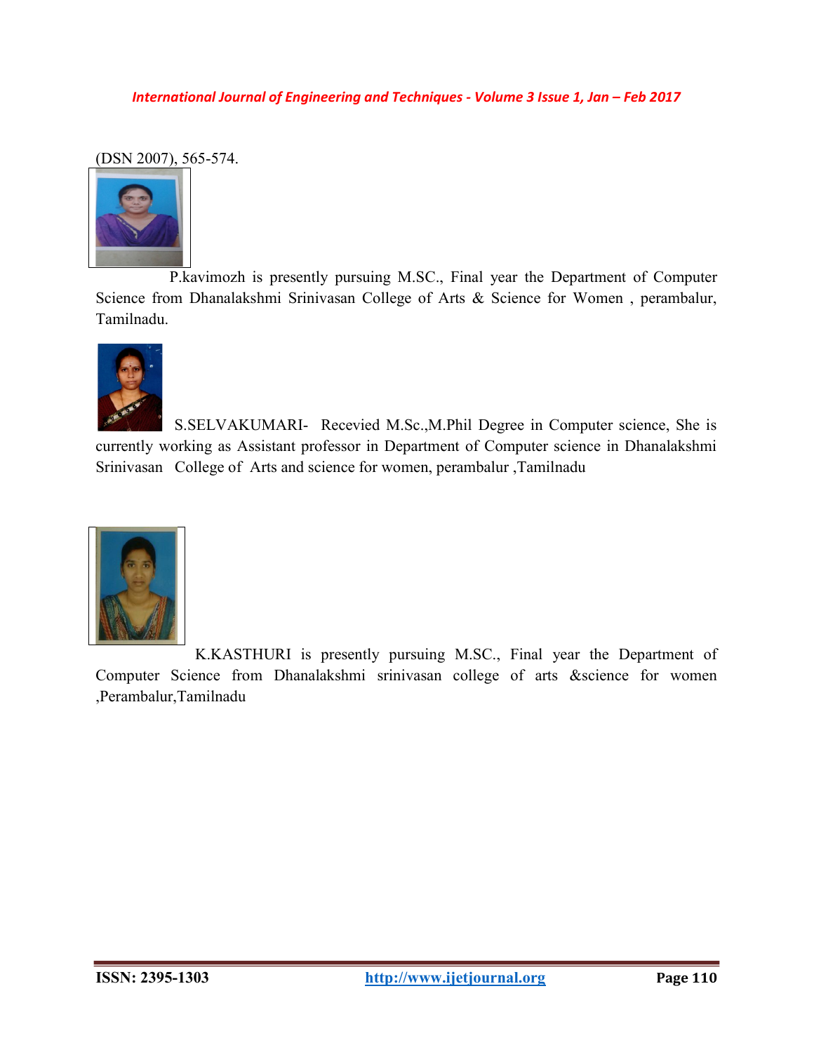(DSN 2007), 565-574.

P.kavimozh is presently pursuing M.SC., Final year the Department of Computer Science from Dhanalakshmi Srinivasan College of Arts & Science for Women , perambalur, Tamilnadu.

S.SELVAKUMARI- Recevied M.Sc.,M.Phil Degree in Computer science, She is currently working as Assistant professor in Department of Computer science in Dhanalakshmi Srinivasan College of Arts and science for women, perambalur ,Tamilnadu

K.KASTHURI is presently pursuing M.SC., Final year the Department of Computer Science from Dhanalakshmi srinivasan college of arts &science for women ,Perambalur,Tamilnadu